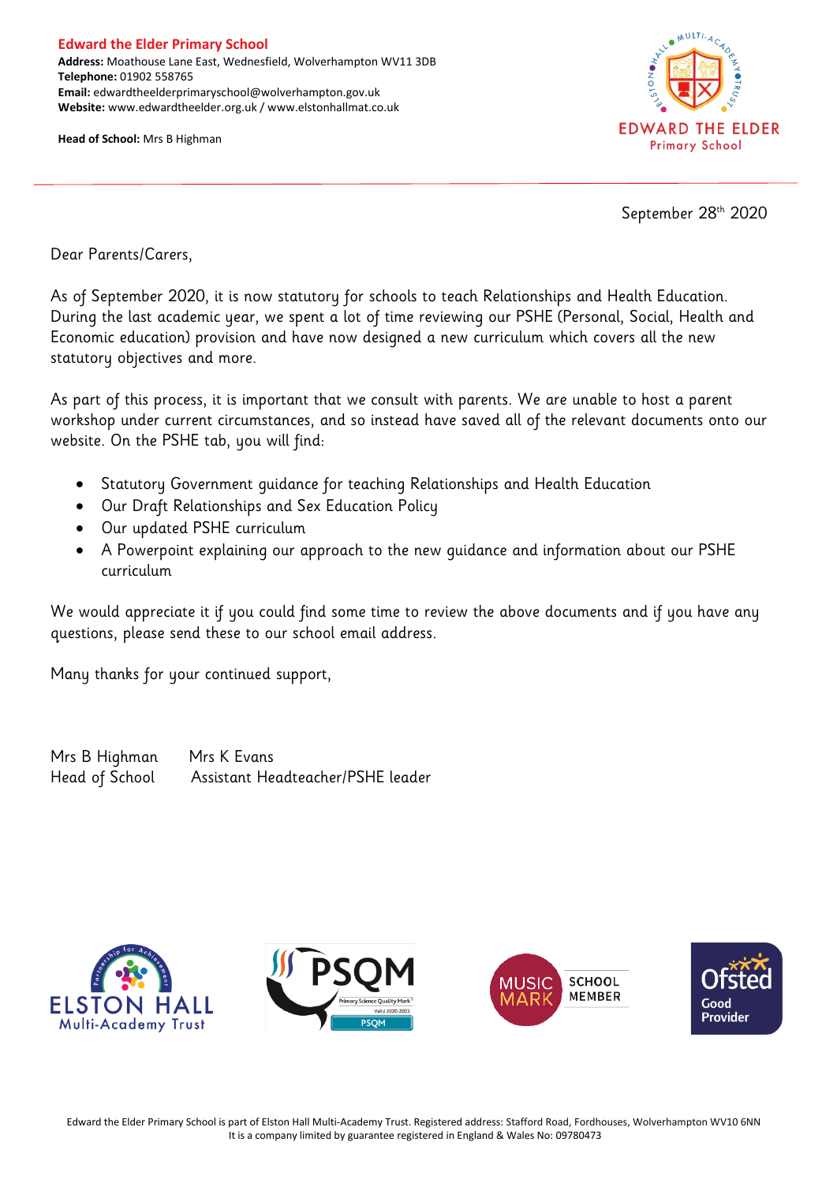**Edward the Elder Primary School**
**Address:** Moathouse Lane East, Wednesfield, Wolverhampton WV11 3DB
**Telephone:** 01902 558765
**Email:** edwardtheelderprimaryschool@wolverhampton.gov.uk
**Website:** www.edwardtheelder.org.uk / www.elstonhallmat.co.uk

**Head of School:** Mrs B Highman

EDWARD THE ELDER
Primary School

September 28th 2020

Dear Parents/Carers,

As of September 2020, it is now statutory for schools to teach Relationships and Health Education. During the last academic year, we spent a lot of time reviewing our PSHE (Personal, Social, Health and Economic education) provision and have now designed a new curriculum which covers all the new statutory objectives and more.

As part of this process, it is important that we consult with parents. We are unable to host a parent workshop under current circumstances, and so instead have saved all of the relevant documents onto our website. On the PSHE tab, you will find:

- Statutory Government guidance for teaching Relationships and Health Education
- Our Draft Relationships and Sex Education Policy
- Our updated PSHE curriculum
- A Powerpoint explaining our approach to the new guidance and information about our PSHE curriculum

We would appreciate it if you could find some time to review the above documents and if you have any questions, please send these to our school email address.

Many thanks for your continued support,

Mrs B Highman
Head of School

Mrs K Evans
Assistant Headteacher/PSHE leader

Edward the Elder Primary School is part of Elston Hall Multi-Academy Trust. Registered address: Stafford Road, Fordhouses, Wolverhampton WV10 6NN
It is a company limited by guarantee registered in England & Wales No: 09780473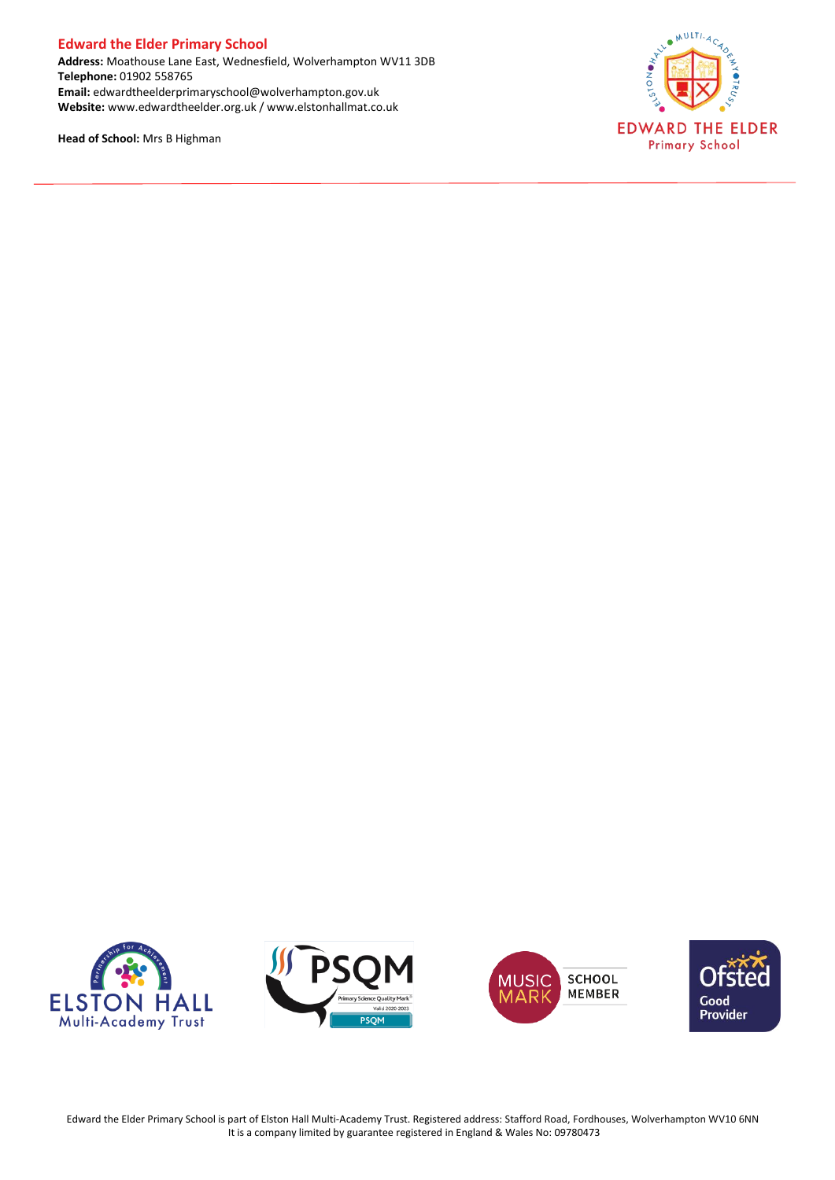**Edward the Elder Primary School**
**Address:** Moathouse Lane East, Wednesfield, Wolverhampton WV11 3DB
**Telephone:** 01902 558765
**Email:** edwardtheelderprimaryschool@wolverhampton.gov.uk
**Website:** www.edwardtheelder.org.uk / www.elstonhallmat.co.uk

**Head of School:** Mrs B Highman

Edward the Elder Primary School is part of Elston Hall Multi-Academy Trust. Registered address: Stafford Road, Fordhouses, Wolverhampton WV10 6NN
It is a company limited by guarantee registered in England & Wales No: 09780473